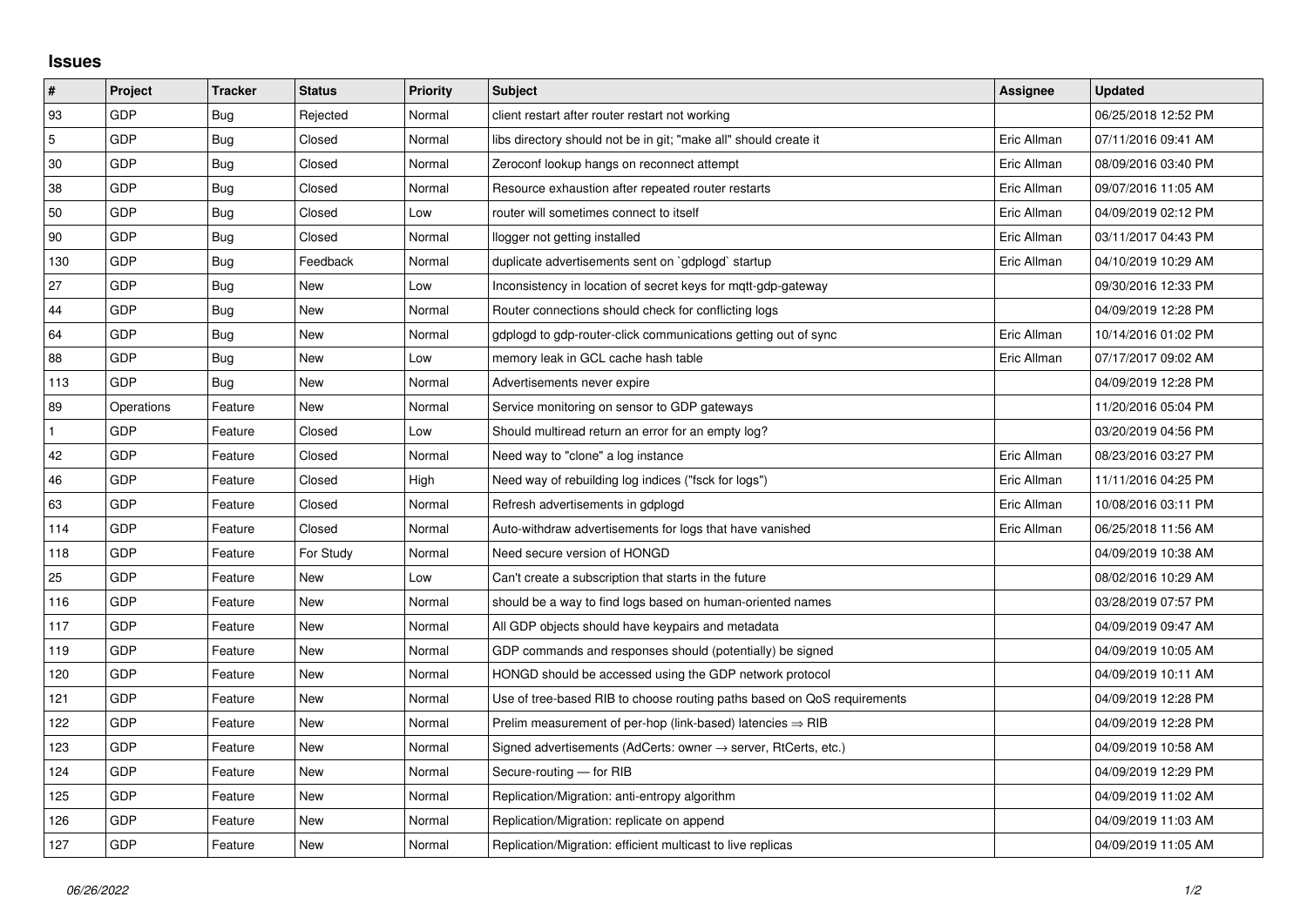## Issues

| # | Project | Tracker | Status | Priority | Subject | Assignee | Updated |
|---|---|---|---|---|---|---|---|
| 93 | GDP | Bug | Rejected | Normal | client restart after router restart not working | | 06/25/2018 12:52 PM |
| 5 | GDP | Bug | Closed | Normal | libs directory should not be in git; "make all" should create it | Eric Allman | 07/11/2016 09:41 AM |
| 30 | GDP | Bug | Closed | Normal | Zeroconf lookup hangs on reconnect attempt | Eric Allman | 08/09/2016 03:40 PM |
| 38 | GDP | Bug | Closed | Normal | Resource exhaustion after repeated router restarts | Eric Allman | 09/07/2016 11:05 AM |
| 50 | GDP | Bug | Closed | Low | router will sometimes connect to itself | Eric Allman | 04/09/2019 02:12 PM |
| 90 | GDP | Bug | Closed | Normal | llogger not getting installed | Eric Allman | 03/11/2017 04:43 PM |
| 130 | GDP | Bug | Feedback | Normal | duplicate advertisements sent on `gdplogd` startup | Eric Allman | 04/10/2019 10:29 AM |
| 27 | GDP | Bug | New | Low | Inconsistency in location of secret keys for mqtt-gdp-gateway | | 09/30/2016 12:33 PM |
| 44 | GDP | Bug | New | Normal | Router connections should check for conflicting logs | | 04/09/2019 12:28 PM |
| 64 | GDP | Bug | New | Normal | gdplogd to gdp-router-click communications getting out of sync | Eric Allman | 10/14/2016 01:02 PM |
| 88 | GDP | Bug | New | Low | memory leak in GCL cache hash table | Eric Allman | 07/17/2017 09:02 AM |
| 113 | GDP | Bug | New | Normal | Advertisements never expire | | 04/09/2019 12:28 PM |
| 89 | Operations | Feature | New | Normal | Service monitoring on sensor to GDP gateways | | 11/20/2016 05:04 PM |
| 1 | GDP | Feature | Closed | Low | Should multiread return an error for an empty log? | | 03/20/2019 04:56 PM |
| 42 | GDP | Feature | Closed | Normal | Need way to "clone" a log instance | Eric Allman | 08/23/2016 03:27 PM |
| 46 | GDP | Feature | Closed | High | Need way of rebuilding log indices ("fsck for logs") | Eric Allman | 11/11/2016 04:25 PM |
| 63 | GDP | Feature | Closed | Normal | Refresh advertisements in gdplogd | Eric Allman | 10/08/2016 03:11 PM |
| 114 | GDP | Feature | Closed | Normal | Auto-withdraw advertisements for logs that have vanished | Eric Allman | 06/25/2018 11:56 AM |
| 118 | GDP | Feature | For Study | Normal | Need secure version of HONGD | | 04/09/2019 10:38 AM |
| 25 | GDP | Feature | New | Low | Can't create a subscription that starts in the future | | 08/02/2016 10:29 AM |
| 116 | GDP | Feature | New | Normal | should be a way to find logs based on human-oriented names | | 03/28/2019 07:57 PM |
| 117 | GDP | Feature | New | Normal | All GDP objects should have keypairs and metadata | | 04/09/2019 09:47 AM |
| 119 | GDP | Feature | New | Normal | GDP commands and responses should (potentially) be signed | | 04/09/2019 10:05 AM |
| 120 | GDP | Feature | New | Normal | HONGD should be accessed using the GDP network protocol | | 04/09/2019 10:11 AM |
| 121 | GDP | Feature | New | Normal | Use of tree-based RIB to choose routing paths based on QoS requirements | | 04/09/2019 12:28 PM |
| 122 | GDP | Feature | New | Normal | Prelim measurement of per-hop (link-based) latencies ⇒ RIB | | 04/09/2019 12:28 PM |
| 123 | GDP | Feature | New | Normal | Signed advertisements (AdCerts: owner → server, RtCerts, etc.) | | 04/09/2019 10:58 AM |
| 124 | GDP | Feature | New | Normal | Secure-routing — for RIB | | 04/09/2019 12:29 PM |
| 125 | GDP | Feature | New | Normal | Replication/Migration: anti-entropy algorithm | | 04/09/2019 11:02 AM |
| 126 | GDP | Feature | New | Normal | Replication/Migration: replicate on append | | 04/09/2019 11:03 AM |
| 127 | GDP | Feature | New | Normal | Replication/Migration: efficient multicast to live replicas | | 04/09/2019 11:05 AM |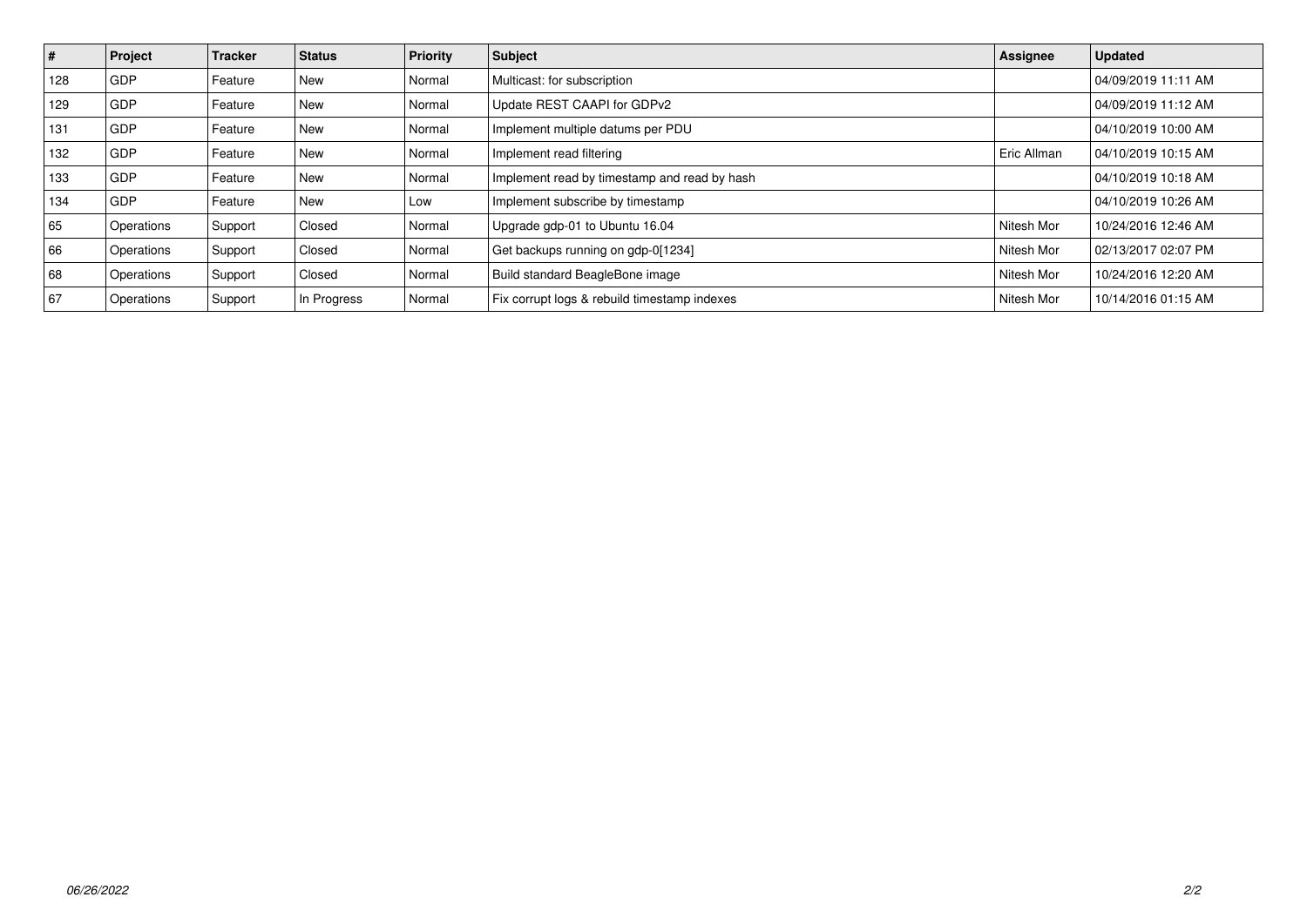| # | Project | Tracker | Status | Priority | Subject | Assignee | Updated |
|---|---|---|---|---|---|---|---|
| 128 | GDP | Feature | New | Normal | Multicast: for subscription | | 04/09/2019 11:11 AM |
| 129 | GDP | Feature | New | Normal | Update REST CAAPI for GDPv2 | | 04/09/2019 11:12 AM |
| 131 | GDP | Feature | New | Normal | Implement multiple datums per PDU | | 04/10/2019 10:00 AM |
| 132 | GDP | Feature | New | Normal | Implement read filtering | Eric Allman | 04/10/2019 10:15 AM |
| 133 | GDP | Feature | New | Normal | Implement read by timestamp and read by hash | | 04/10/2019 10:18 AM |
| 134 | GDP | Feature | New | Low | Implement subscribe by timestamp | | 04/10/2019 10:26 AM |
| 65 | Operations | Support | Closed | Normal | Upgrade gdp-01 to Ubuntu 16.04 | Nitesh Mor | 10/24/2016 12:46 AM |
| 66 | Operations | Support | Closed | Normal | Get backups running on gdp-0[1234] | Nitesh Mor | 02/13/2017 02:07 PM |
| 68 | Operations | Support | Closed | Normal | Build standard BeagleBone image | Nitesh Mor | 10/24/2016 12:20 AM |
| 67 | Operations | Support | In Progress | Normal | Fix corrupt logs & rebuild timestamp indexes | Nitesh Mor | 10/14/2016 01:15 AM |